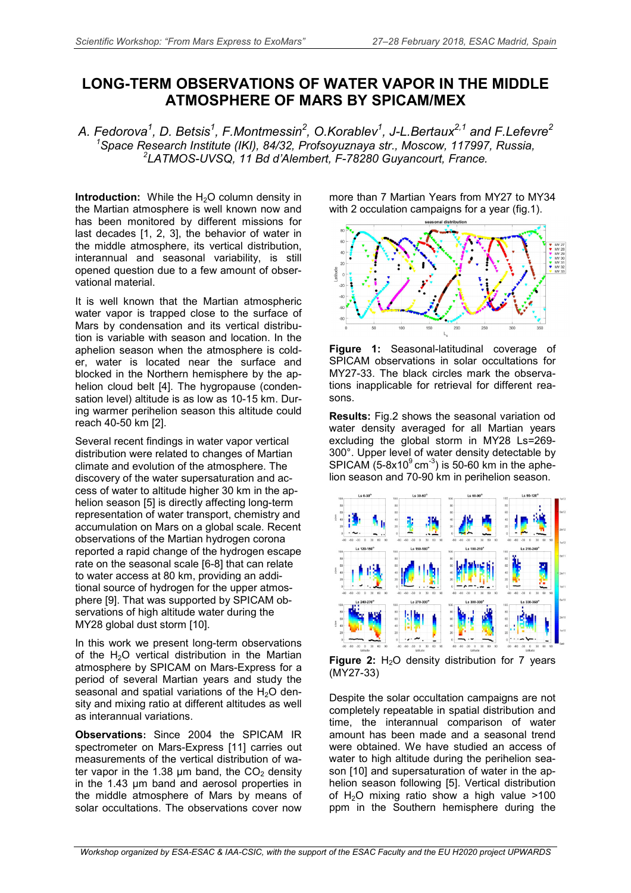# LONG-TERM OBSERVATIONS OF WATER VAPOR IN THE MIDDLE ATMOSPHERE OF MARS BY SPICAM/MEX

*A. Fedorova[1], D. Betsis[1], F.Montmessin[2], O.Korablev[1], J-L.Bertaux[2,1] and F.Lefevre[2]*
*[1]Space Research Institute (IKI), 84/32, Profsoyuznaya str., Moscow, 117997, Russia,*
*[2]LATMOS-UVSQ, 11 Bd d'Alembert, F-78280 Guyancourt, France.*

**Introduction:** While the $H_2O$ column density in the Martian atmosphere is well known now and has been monitored by different missions for last decades [1, 2, 3], the behavior of water in the middle atmosphere, its vertical distribution, interannual and seasonal variability, is still opened question due to a few amount of observational material.

It is well known that the Martian atmospheric water vapor is trapped close to the surface of Mars by condensation and its vertical distribution is variable with season and location. In the aphelion season when the atmosphere is colder, water is located near the surface and blocked in the Northern hemisphere by the aphelion cloud belt [4]. The hygropause (condensation level) altitude is as low as 10-15 km. During warmer perihelion season this altitude could reach 40-50 km [2].

Several recent findings in water vapor vertical distribution were related to changes of Martian climate and evolution of the atmosphere. The discovery of the water supersaturation and access of water to altitude higher 30 km in the aphelion season [5] is directly affecting long-term representation of water transport, chemistry and accumulation on Mars on a global scale. Recent observations of the Martian hydrogen corona reported a rapid change of the hydrogen escape rate on the seasonal scale [6-8] that can relate to water access at 80 km, providing an additional source of hydrogen for the upper atmosphere [9]. That was supported by SPICAM observations of high altitude water during the MY28 global dust storm [10].

In this work we present long-term observations of the $H_2O$ vertical distribution in the Martian atmosphere by SPICAM on Mars-Express for a period of several Martian years and study the seasonal and spatial variations of the $H_2O$ density and mixing ratio at different altitudes as well as interannual variations.

**Observations:** Since 2004 the SPICAM IR spectrometer on Mars-Express [11] carries out measurements of the vertical distribution of water vapor in the 1.38 µm band, the $CO_2$ density in the 1.43 µm band and aerosol properties in the middle atmosphere of Mars by means of solar occultations. The observations cover now more than 7 Martian Years from MY27 to MY34 with 2 occultation campaigns for a year (fig.1).

**Figure 1:** Seasonal-latitudinal coverage of SPICAM observations in solar occultations for MY27-33. The black circles mark the observations inapplicable for retrieval for different reasons.

**Results:** Fig.2 shows the seasonal variation od water density averaged for all Martian years excluding the global storm in MY28 Ls=269-300°. Upper level of water density detectable by SPICAM ($5\text{-}8\times10^{9}$ $cm^{-3}$) is 50-60 km in the aphelion season and 70-90 km in perihelion season.

**Figure 2:** $H_2O$ density distribution for 7 years (MY27-33)

Despite the solar occultation campaigns are not completely repeatable in spatial distribution and time, the interannual comparison of water amount has been made and a seasonal trend were obtained. We have studied an access of water to high altitude during the perihelion season [10] and supersaturation of water in the aphelion season following [5]. Vertical distribution of $H_2O$ mixing ratio show a high value >100 ppm in the Southern hemisphere during the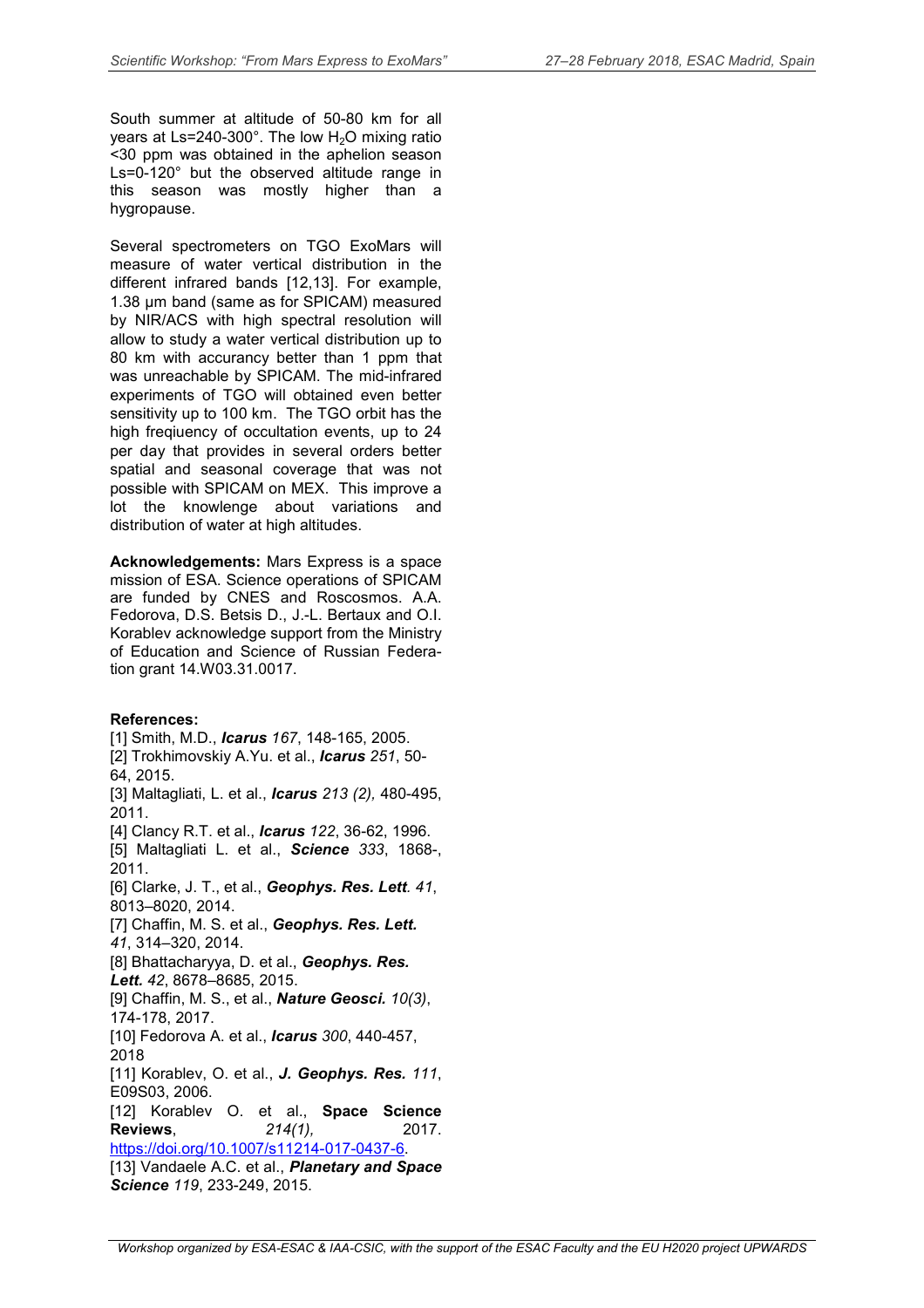South summer at altitude of 50-80 km for all years at Ls=240-300°. The low $H_2O$ mixing ratio <30 ppm was obtained in the aphelion season Ls=0-120° but the observed altitude range in this season was mostly higher than a hygropause.

Several spectrometers on TGO ExoMars will measure of water vertical distribution in the different infrared bands [12,13]. For example, 1.38 μm band (same as for SPICAM) measured by NIR/ACS with high spectral resolution will allow to study a water vertical distribution up to 80 km with accurancy better than 1 ppm that was unreachable by SPICAM. The mid-infrared experiments of TGO will obtained even better sensitivity up to 100 km. The TGO orbit has the high freqiuency of occultation events, up to 24 per day that provides in several orders better spatial and seasonal coverage that was not possible with SPICAM on MEX. This improve a lot the knowlenge about variations and distribution of water at high altitudes.

**Acknowledgements:** Mars Express is a space mission of ESA. Science operations of SPICAM are funded by CNES and Roscosmos. A.A. Fedorova, D.S. Betsis D., J.-L. Bertaux and O.I. Korablev acknowledge support from the Ministry of Education and Science of Russian Federation grant 14.W03.31.0017.

**References:**

[1] Smith, M.D., ***Icarus*** *167*, 148-165, 2005.

[2] Trokhimovskiy A.Yu. et al., ***Icarus*** *251*, 50-64, 2015.

[3] Maltagliati, L. et al., ***Icarus*** *213 (2),* 480-495, 2011.

[4] Clancy R.T. et al., ***Icarus*** *122*, 36-62, 1996.

[5] Maltagliati L. et al., ***Science*** *333*, 1868-, 2011.

[6] Clarke, J. T., et al., ***Geophys. Res. Lett****. 41*, 8013–8020, 2014.

[7] Chaffin, M. S. et al., ***Geophys. Res. Lett.*** *41*, 314–320, 2014.

[8] Bhattacharyya, D. et al., ***Geophys. Res. Lett.*** *42*, 8678–8685, 2015.

[9] Chaffin, M. S., et al., ***Nature Geosci.*** *10(3)*, 174-178, 2017.

[10] Fedorova A. et al., ***Icarus*** *300*, 440-457, 2018

[11] Korablev, O. et al., ***J. Geophys. Res.*** *111*, E09S03, 2006.

[12] Korablev O. et al., **Space Science Reviews**, *214(1),* 2017. https://doi.org/10.1007/s11214-017-0437-6.

[13] Vandaele A.C. et al., ***Planetary and Space Science*** *119*, 233-249, 2015.